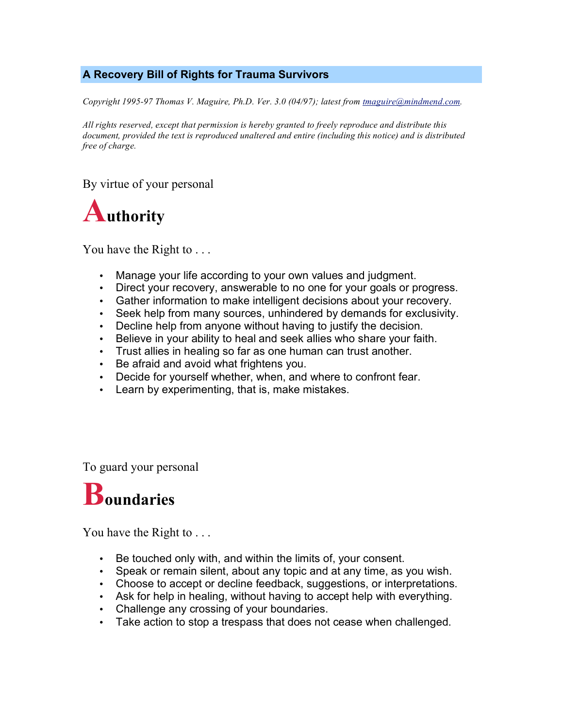## A Recovery Bill of Rights for Trauma Survivors

*Copyright 1995-97 Thomas V. Maguire, Ph.D. Ver. 3.0 (04/97); latest from tmaguire@mindmend.com.*

*All rights reserved, except that permission is hereby granted to freely reproduce and distribute this document, provided the text is reproduced unaltered and entire (including this notice) and is distributed free of charge.*

By virtue of your personal

# Authority

You have the Right to . . .

- Manage your life according to your own values and judgment.
- Direct your recovery, answerable to no one for your goals or progress.
- Gather information to make intelligent decisions about your recovery.
- Seek help from many sources, unhindered by demands for exclusivity.
- Decline help from anyone without having to justify the decision.
- Believe in your ability to heal and seek allies who share your faith.
- Trust allies in healing so far as one human can trust another.
- Be afraid and avoid what frightens you.
- Decide for yourself whether, when, and where to confront fear.
- Learn by experimenting, that is, make mistakes.

To guard your personal

# Boundaries

You have the Right to . . .

- Be touched only with, and within the limits of, your consent.
- Speak or remain silent, about any topic and at any time, as you wish.
- Choose to accept or decline feedback, suggestions, or interpretations.
- Ask for help in healing, without having to accept help with everything.
- Challenge any crossing of your boundaries.
- Take action to stop a trespass that does not cease when challenged.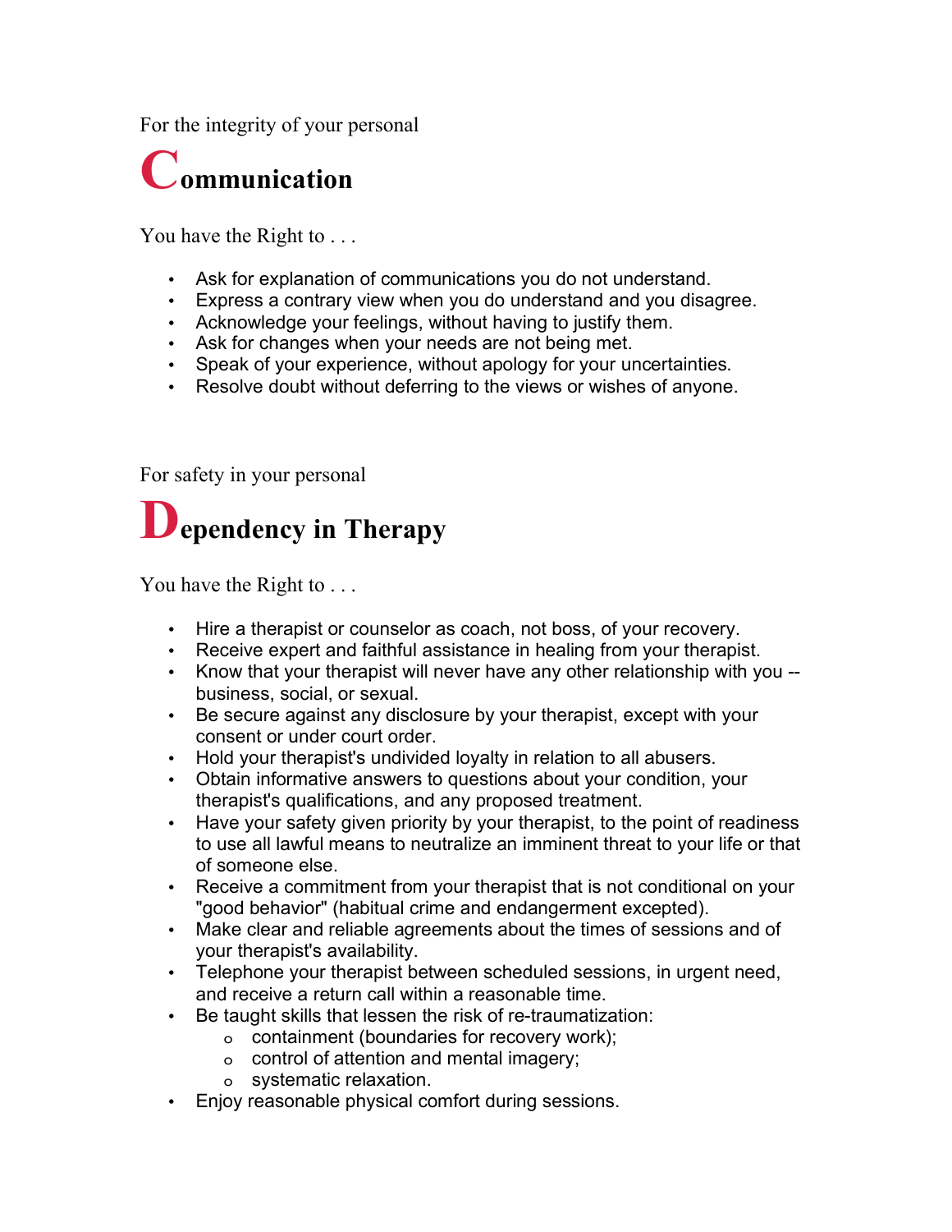For the integrity of your personal

# Communication

You have the Right to . . .

- Ask for explanation of communications you do not understand.
- Express a contrary view when you do understand and you disagree.
- Acknowledge your feelings, without having to justify them.
- Ask for changes when your needs are not being met.
- Speak of your experience, without apology for your uncertainties.
- Resolve doubt without deferring to the views or wishes of anyone.

For safety in your personal

# Dependency in Therapy

You have the Right to . . .

- Hire a therapist or counselor as coach, not boss, of your recovery.
- Receive expert and faithful assistance in healing from your therapist.
- Know that your therapist will never have any other relationship with you -- business, social, or sexual.
- Be secure against any disclosure by your therapist, except with your consent or under court order.
- Hold your therapist's undivided loyalty in relation to all abusers.
- Obtain informative answers to questions about your condition, your therapist's qualifications, and any proposed treatment.
- Have your safety given priority by your therapist, to the point of readiness to use all lawful means to neutralize an imminent threat to your life or that of someone else.
- Receive a commitment from your therapist that is not conditional on your "good behavior" (habitual crime and endangerment excepted).
- Make clear and reliable agreements about the times of sessions and of your therapist's availability.
- Telephone your therapist between scheduled sessions, in urgent need, and receive a return call within a reasonable time.
- Be taught skills that lessen the risk of re-traumatization:
  - containment (boundaries for recovery work);
  - control of attention and mental imagery;
  - systematic relaxation.
- Enjoy reasonable physical comfort during sessions.